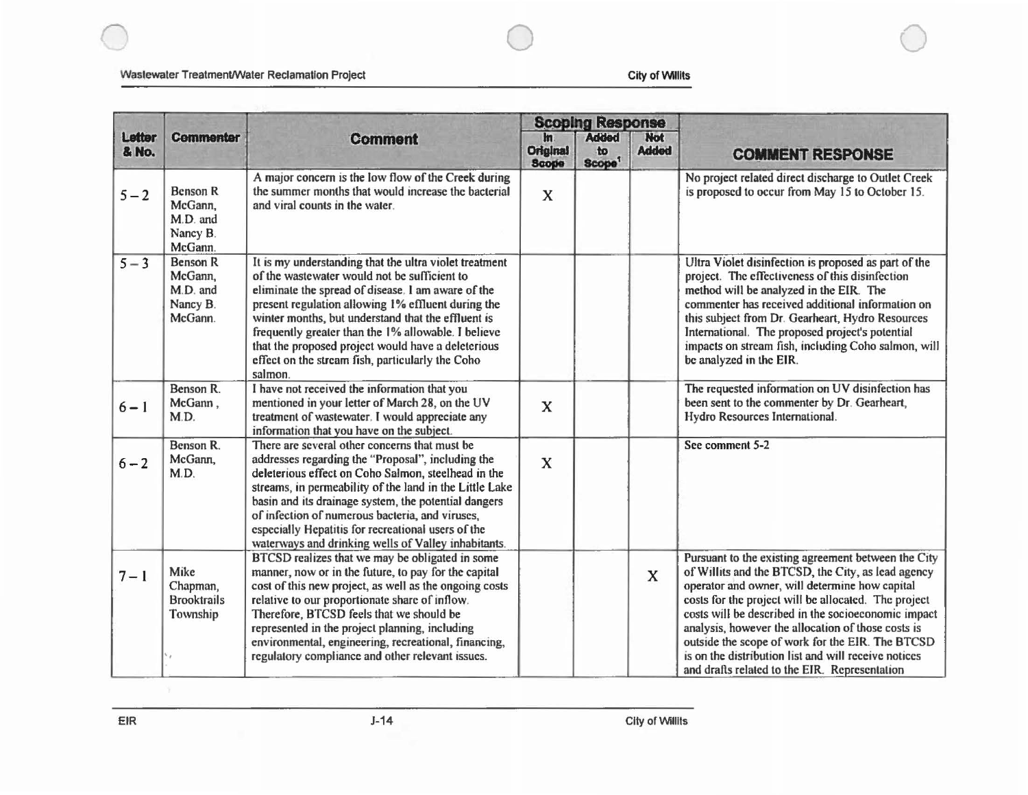| Letter & No. | Commenter | Comment | Scoping Response | | | COMMENT RESPONSE |
|---|---|---|---|---|---|---|
| | | | In Original Scope | Added to Scope[1] | Not Added | |
| 5 – 2 | Benson R McGann, M.D. and Nancy B. McGann. | A major concern is the low flow of the Creek during the summer months that would increase the bacterial and viral counts in the water. | X | | | No project related direct discharge to Outlet Creek is proposed to occur from May 15 to October 15. |
| 5 – 3 | Benson R McGann, M.D. and Nancy B. McGann. | It is my understanding that the ultra violet treatment of the wastewater would not be sufficient to eliminate the spread of disease. I am aware of the present regulation allowing 1% effluent during the winter months, but understand that the effluent is frequently greater than the 1% allowable. I believe that the proposed project would have a deleterious effect on the stream fish, particularly the Coho salmon. | | | | Ultra Violet disinfection is proposed as part of the project. The effectiveness of this disinfection method will be analyzed in the EIR. The commenter has received additional information on this subject from Dr. Gearheart, Hydro Resources International. The proposed project's potential impacts on stream fish, including Coho salmon, will be analyzed in the EIR. |
| 6 – 1 | Benson R. McGann, M.D. | I have not received the information that you mentioned in your letter of March 28, on the UV treatment of wastewater. I would appreciate any information that you have on the subject. | X | | | The requested information on UV disinfection has been sent to the commenter by Dr. Gearheart, Hydro Resources International. |
| 6 – 2 | Benson R. McGann, M.D. | There are several other concerns that must be addresses regarding the "Proposal", including the deleterious effect on Coho Salmon, steelhead in the streams, in permeability of the land in the Little Lake basin and its drainage system, the potential dangers of infection of numerous bacteria, and viruses, especially Hepatitis for recreational users of the waterways and drinking wells of Valley inhabitants. | X | | | See comment 5-2 |
| 7 – 1 | Mike Chapman, Brooktrails Township | BTCSD realizes that we may be obligated in some manner, now or in the future, to pay for the capital cost of this new project, as well as the ongoing costs relative to our proportionate share of inflow. Therefore, BTCSD feels that we should be represented in the project planning, including environmental, engineering, recreational, financing, regulatory compliance and other relevant issues. | | | X | Pursuant to the existing agreement between the City of Willits and the BTCSD, the City, as lead agency operator and owner, will determine how capital costs for the project will be allocated. The project costs will be described in the socioeconomic impact analysis, however the allocation of those costs is outside the scope of work for the EIR. The BTCSD is on the distribution list and will receive notices and drafts related to the EIR. Representation |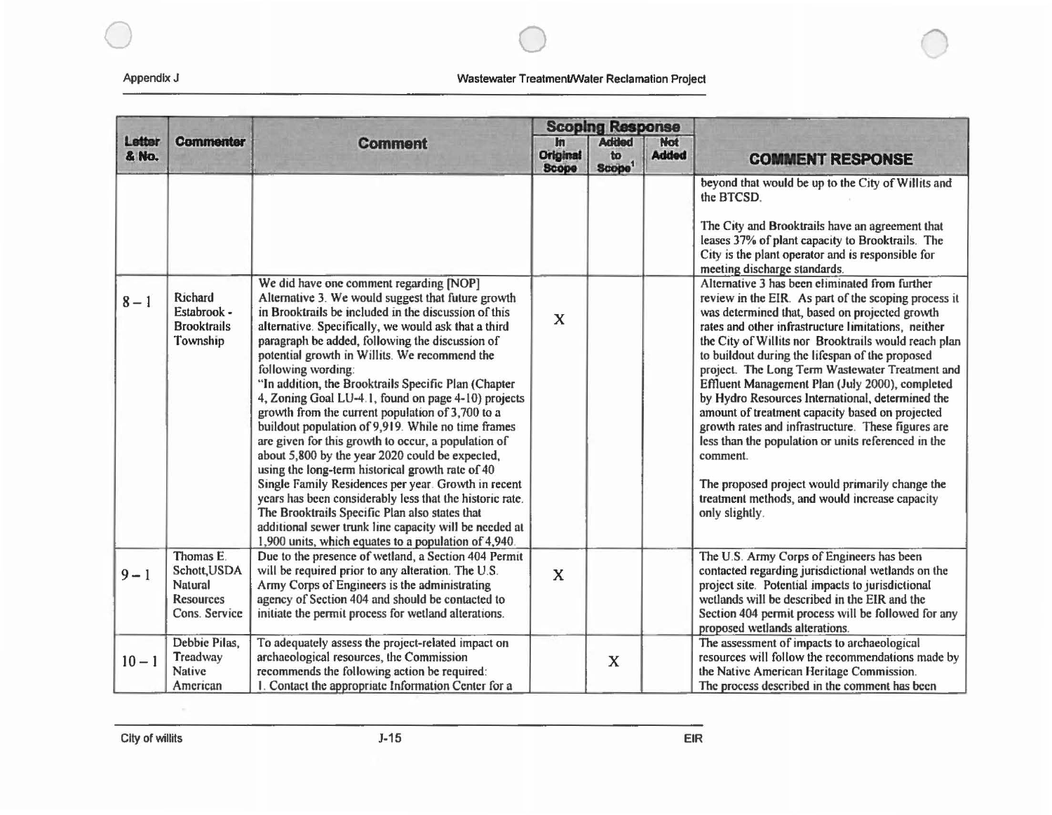| Letter & No. | Commenter | Comment | Scoping Response | | | COMMENT RESPONSE |
|---|---|---|---|---|---|---|
| | | | In Original Scope | Added to Scope[1] | Not Added | |
| | | | | | | beyond that would be up to the City of Willits and the BTCSD. The City and Brooktrails have an agreement that leases 37% of plant capacity to Brooktrails. The City is the plant operator and is responsible for meeting discharge standards. |
| 8 – 1 | Richard Estabrook - Brooktrails Township | We did have one comment regarding [NOP] Alternative 3. We would suggest that future growth in Brooktrails be included in the discussion of this alternative. Specifically, we would ask that a third paragraph be added, following the discussion of potential growth in Willits. We recommend the following wording: "In addition, the Brooktrails Specific Plan (Chapter 4, Zoning Goal LU-4.1, found on page 4-10) projects growth from the current population of 3,700 to a buildout population of 9,919. While no time frames are given for this growth to occur, a population of about 5,800 by the year 2020 could be expected, using the long-term historical growth rate of 40 Single Family Residences per year. Growth in recent years has been considerably less that the historic rate. The Brooktrails Specific Plan also states that additional sewer trunk line capacity will be needed at 1,900 units, which equates to a population of 4,940. | X | | | Alternative 3 has been eliminated from further review in the EIR. As part of the scoping process it was determined that, based on projected growth rates and other infrastructure limitations, neither the City of Willits nor Brooktrails would reach plan to buildout during the lifespan of the proposed project. The Long Term Wastewater Treatment and Effluent Management Plan (July 2000), completed by Hydro Resources International, determined the amount of treatment capacity based on projected growth rates and infrastructure. These figures are less than the population or units referenced in the comment. The proposed project would primarily change the treatment methods, and would increase capacity only slightly. |
| 9 – 1 | Thomas E. Schott, USDA Natural Resources Cons. Service | Due to the presence of wetland, a Section 404 Permit will be required prior to any alteration. The U.S. Army Corps of Engineers is the administrating agency of Section 404 and should be contacted to initiate the permit process for wetland alterations. | X | | | The U.S. Army Corps of Engineers has been contacted regarding jurisdictional wetlands on the project site. Potential impacts to jurisdictional wetlands will be described in the EIR and the Section 404 permit process will be followed for any proposed wetlands alterations. |
| 10 – 1 | Debbie Pilas, Treadway Native American | To adequately assess the project-related impact on archaeological resources, the Commission recommends the following action be required: 1. Contact the appropriate Information Center for a | | X | | The assessment of impacts to archaeological resources will follow the recommendations made by the Native American Heritage Commission. The process described in the comment has been |